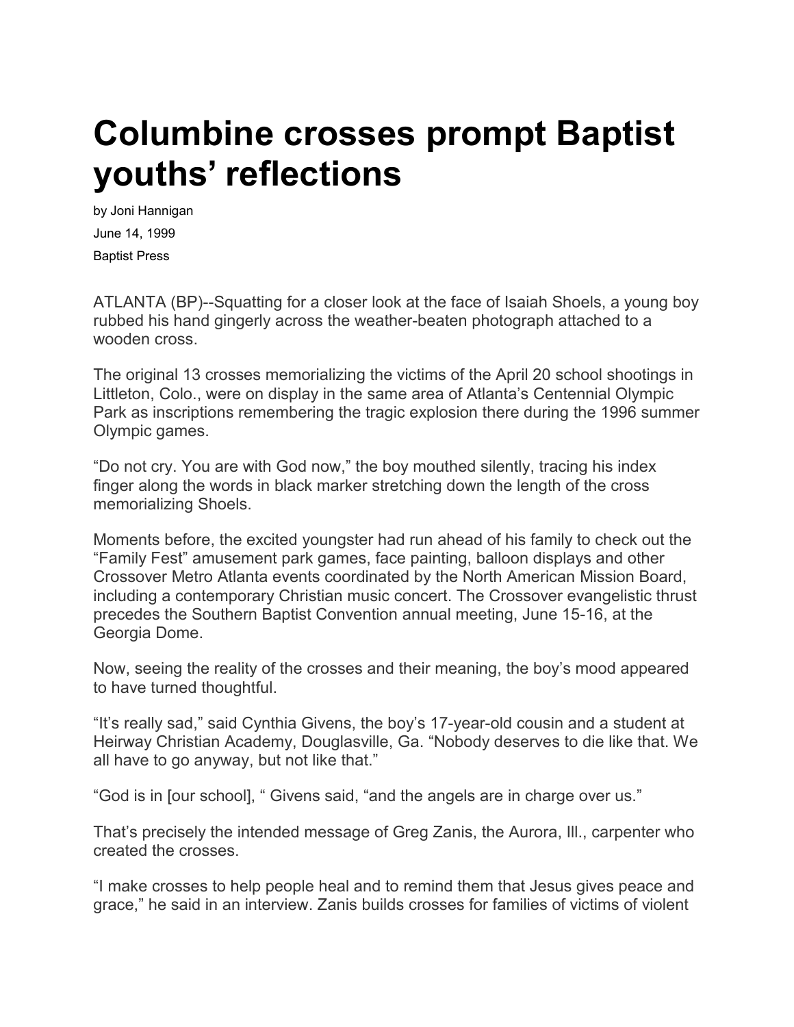# Columbine crosses prompt Baptist youths' reflections

by Joni Hannigan

June 14, 1999

Baptist Press

ATLANTA (BP)--Squatting for a closer look at the face of Isaiah Shoels, a young boy rubbed his hand gingerly across the weather-beaten photograph attached to a wooden cross.

The original 13 crosses memorializing the victims of the April 20 school shootings in Littleton, Colo., were on display in the same area of Atlanta's Centennial Olympic Park as inscriptions remembering the tragic explosion there during the 1996 summer Olympic games.

"Do not cry. You are with God now," the boy mouthed silently, tracing his index finger along the words in black marker stretching down the length of the cross memorializing Shoels.

Moments before, the excited youngster had run ahead of his family to check out the "Family Fest" amusement park games, face painting, balloon displays and other Crossover Metro Atlanta events coordinated by the North American Mission Board, including a contemporary Christian music concert. The Crossover evangelistic thrust precedes the Southern Baptist Convention annual meeting, June 15-16, at the Georgia Dome.

Now, seeing the reality of the crosses and their meaning, the boy's mood appeared to have turned thoughtful.

"It's really sad," said Cynthia Givens, the boy's 17-year-old cousin and a student at Heirway Christian Academy, Douglasville, Ga. "Nobody deserves to die like that. We all have to go anyway, but not like that."

"God is in [our school], " Givens said, "and the angels are in charge over us."

That's precisely the intended message of Greg Zanis, the Aurora, Ill., carpenter who created the crosses.

"I make crosses to help people heal and to remind them that Jesus gives peace and grace," he said in an interview. Zanis builds crosses for families of victims of violent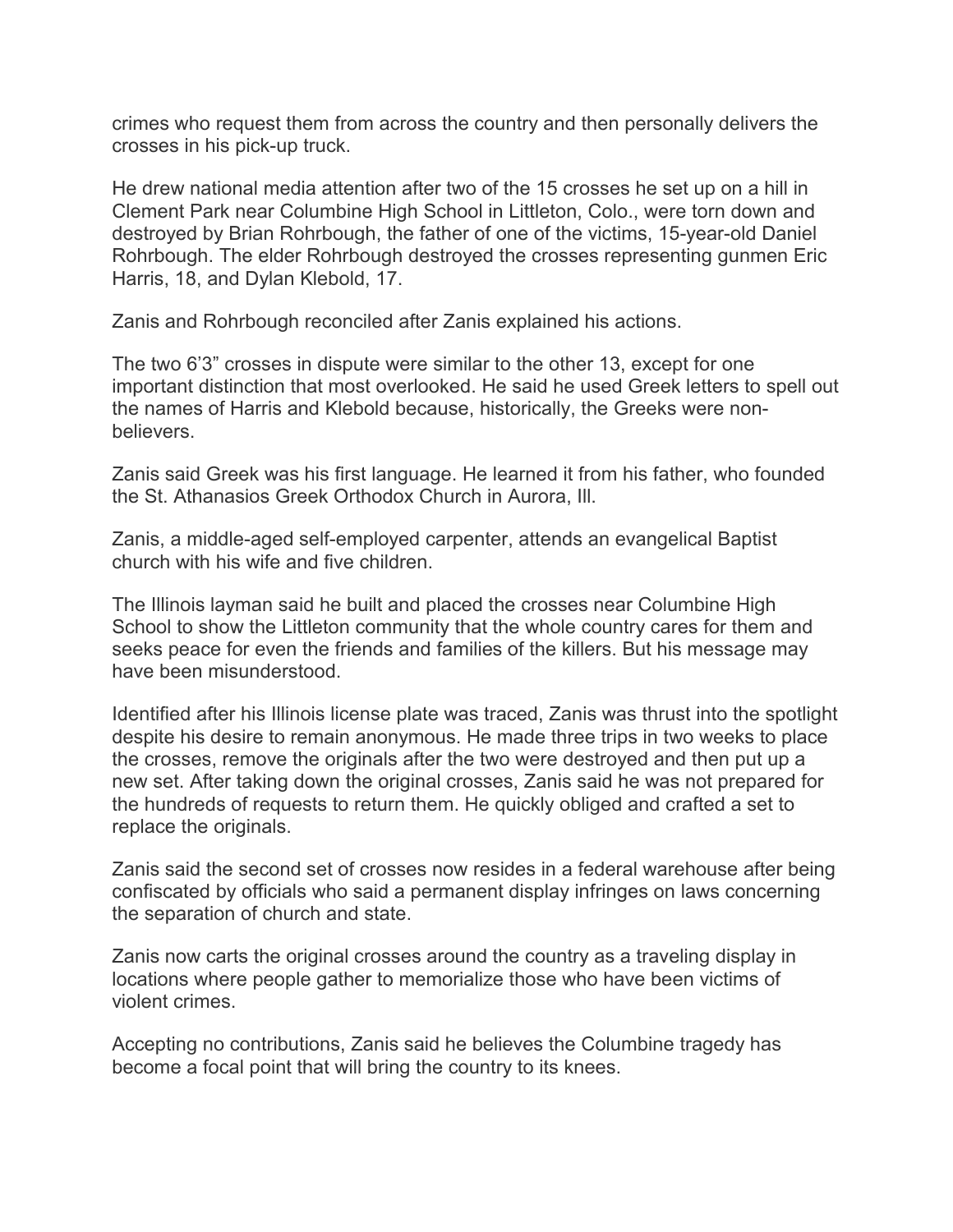crimes who request them from across the country and then personally delivers the crosses in his pick-up truck.

He drew national media attention after two of the 15 crosses he set up on a hill in Clement Park near Columbine High School in Littleton, Colo., were torn down and destroyed by Brian Rohrbough, the father of one of the victims, 15-year-old Daniel Rohrbough. The elder Rohrbough destroyed the crosses representing gunmen Eric Harris, 18, and Dylan Klebold, 17.

Zanis and Rohrbough reconciled after Zanis explained his actions.

The two 6'3" crosses in dispute were similar to the other 13, except for one important distinction that most overlooked. He said he used Greek letters to spell out the names of Harris and Klebold because, historically, the Greeks were non-believers.

Zanis said Greek was his first language. He learned it from his father, who founded the St. Athanasios Greek Orthodox Church in Aurora, Ill.

Zanis, a middle-aged self-employed carpenter, attends an evangelical Baptist church with his wife and five children.

The Illinois layman said he built and placed the crosses near Columbine High School to show the Littleton community that the whole country cares for them and seeks peace for even the friends and families of the killers. But his message may have been misunderstood.

Identified after his Illinois license plate was traced, Zanis was thrust into the spotlight despite his desire to remain anonymous. He made three trips in two weeks to place the crosses, remove the originals after the two were destroyed and then put up a new set. After taking down the original crosses, Zanis said he was not prepared for the hundreds of requests to return them. He quickly obliged and crafted a set to replace the originals.

Zanis said the second set of crosses now resides in a federal warehouse after being confiscated by officials who said a permanent display infringes on laws concerning the separation of church and state.

Zanis now carts the original crosses around the country as a traveling display in locations where people gather to memorialize those who have been victims of violent crimes.

Accepting no contributions, Zanis said he believes the Columbine tragedy has become a focal point that will bring the country to its knees.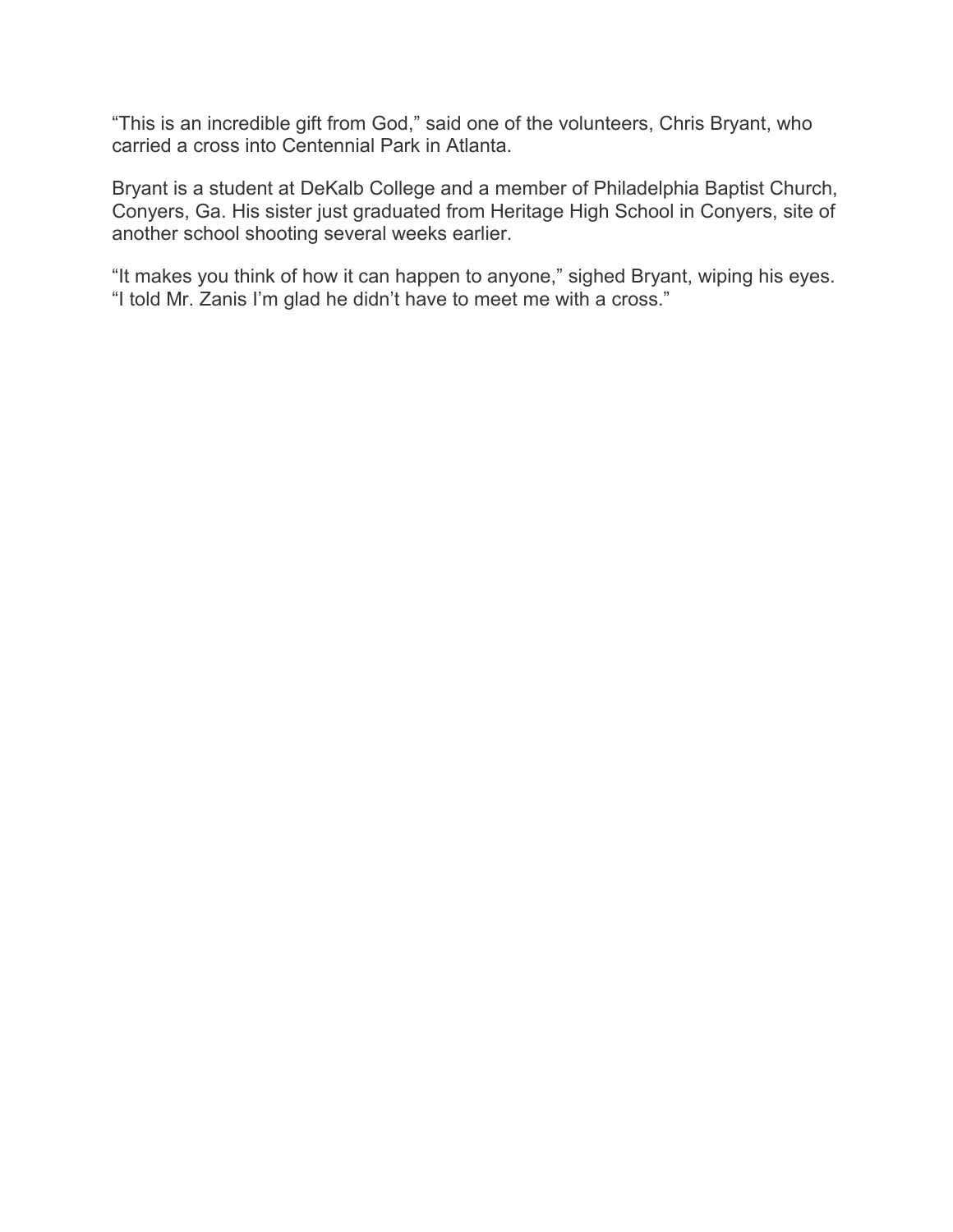"This is an incredible gift from God," said one of the volunteers, Chris Bryant, who carried a cross into Centennial Park in Atlanta.

Bryant is a student at DeKalb College and a member of Philadelphia Baptist Church, Conyers, Ga. His sister just graduated from Heritage High School in Conyers, site of another school shooting several weeks earlier.

"It makes you think of how it can happen to anyone," sighed Bryant, wiping his eyes. "I told Mr. Zanis I'm glad he didn't have to meet me with a cross."